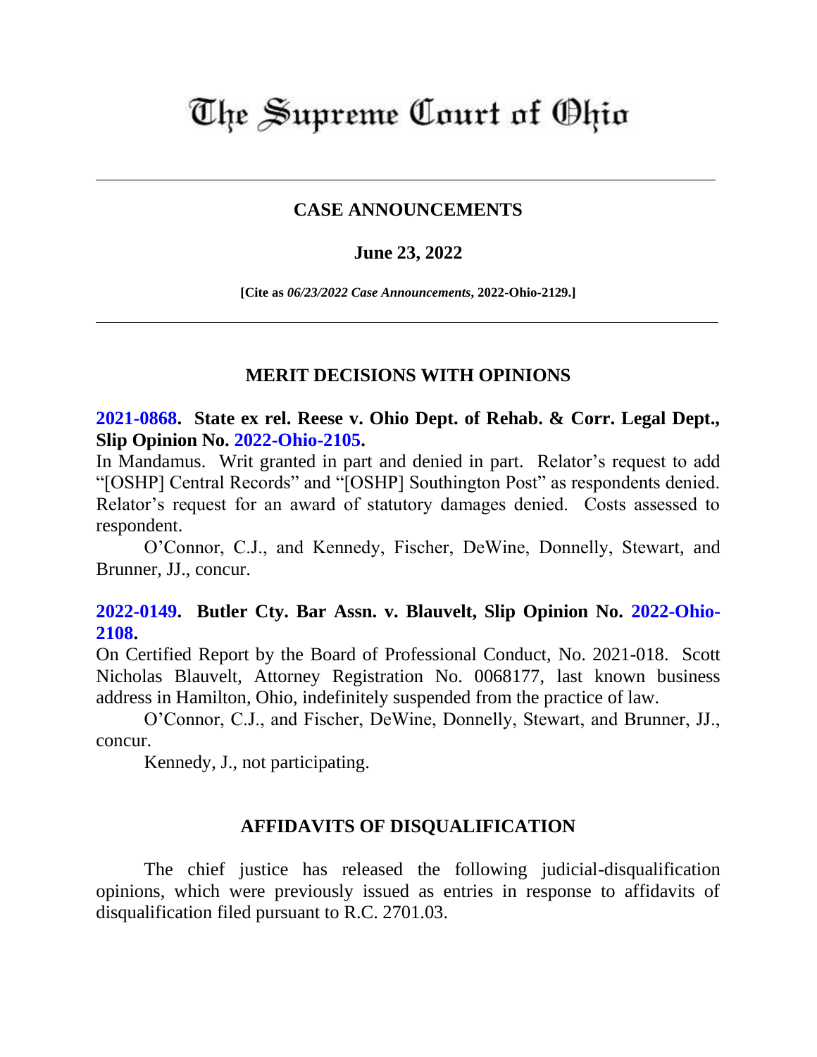# The Supreme Court of Ohio

## CASE ANNOUNCEMENTS

**June 23, 2022**

**[Cite as *06/23/2022 Case Announcements*, 2022-Ohio-2129.]**

## MERIT DECISIONS WITH OPINIONS

**2021-0868. State ex rel. Reese v. Ohio Dept. of Rehab. & Corr. Legal Dept., Slip Opinion No. 2022-Ohio-2105.**

In Mandamus. Writ granted in part and denied in part. Relator's request to add "[OSHP] Central Records" and "[OSHP] Southington Post" as respondents denied. Relator's request for an award of statutory damages denied. Costs assessed to respondent.

O'Connor, C.J., and Kennedy, Fischer, DeWine, Donnelly, Stewart, and Brunner, JJ., concur.

**2022-0149. Butler Cty. Bar Assn. v. Blauvelt, Slip Opinion No. 2022-Ohio-2108.**

On Certified Report by the Board of Professional Conduct, No. 2021-018. Scott Nicholas Blauvelt, Attorney Registration No. 0068177, last known business address in Hamilton, Ohio, indefinitely suspended from the practice of law.

O'Connor, C.J., and Fischer, DeWine, Donnelly, Stewart, and Brunner, JJ., concur.

Kennedy, J., not participating.

## AFFIDAVITS OF DISQUALIFICATION

The chief justice has released the following judicial-disqualification opinions, which were previously issued as entries in response to affidavits of disqualification filed pursuant to R.C. 2701.03.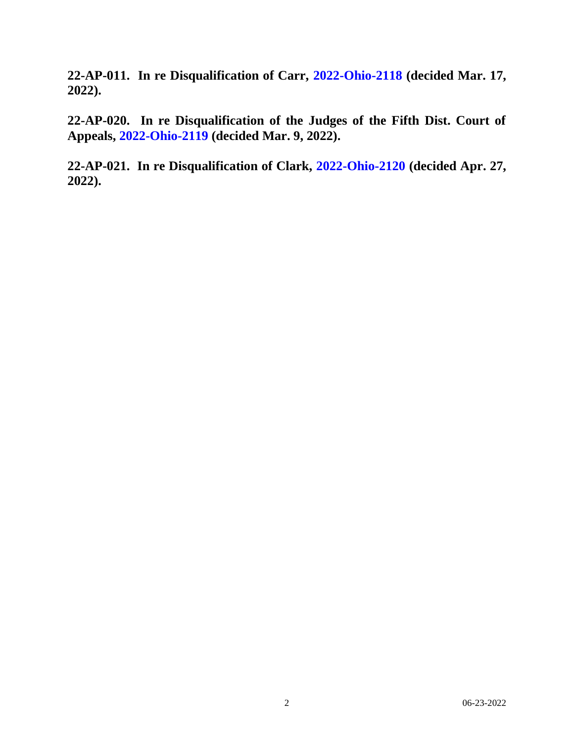**22-AP-011. In re Disqualification of Carr, 2022-Ohio-2118 (decided Mar. 17, 2022).**

**22-AP-020. In re Disqualification of the Judges of the Fifth Dist. Court of Appeals, 2022-Ohio-2119 (decided Mar. 9, 2022).**

**22-AP-021. In re Disqualification of Clark, 2022-Ohio-2120 (decided Apr. 27, 2022).**